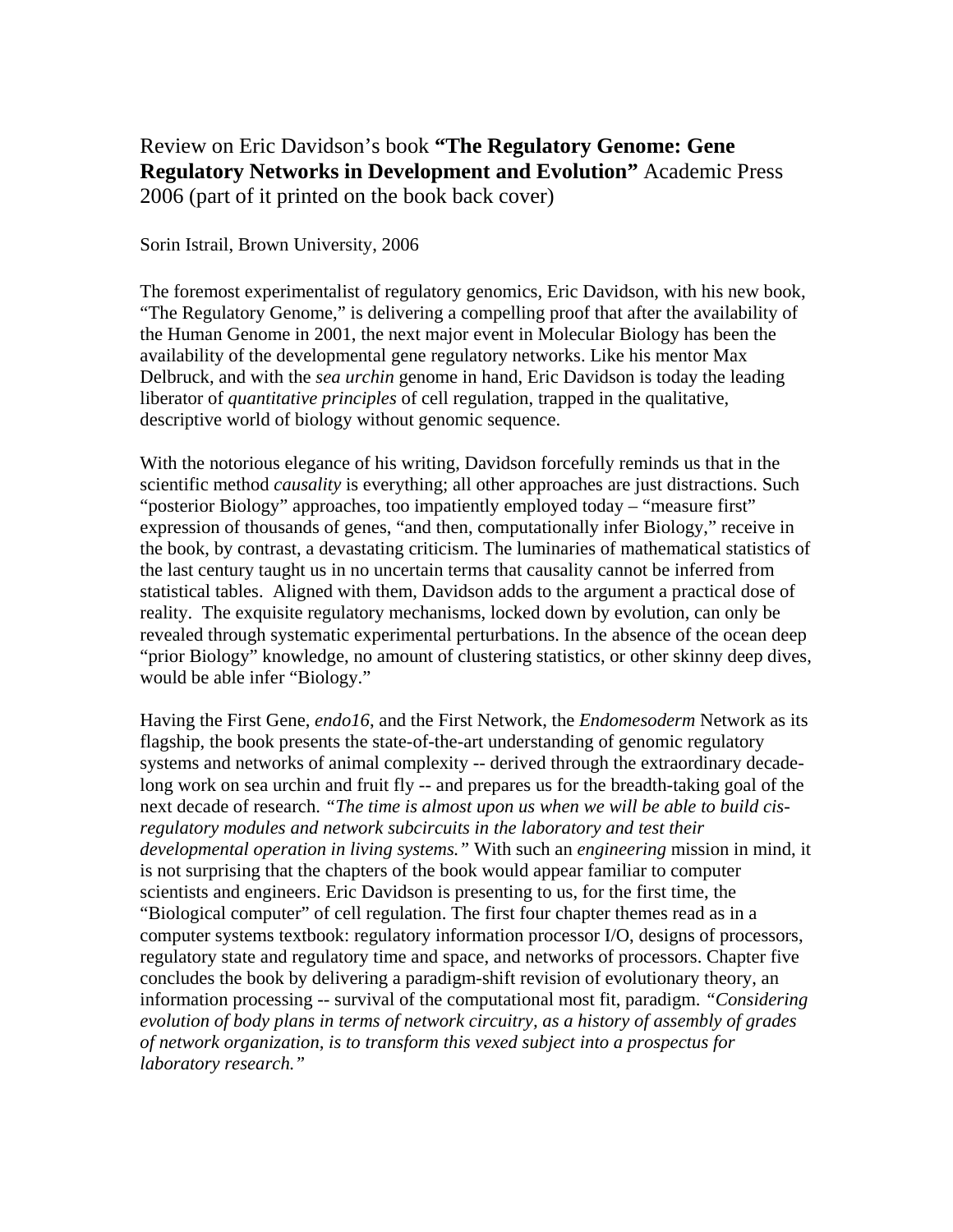# Review on Eric Davidson's book **"The Regulatory Genome: Gene Regulatory Networks in Development and Evolution"** Academic Press 2006 (part of it printed on the book back cover)

Sorin Istrail, Brown University, 2006

The foremost experimentalist of regulatory genomics, Eric Davidson, with his new book, "The Regulatory Genome," is delivering a compelling proof that after the availability of the Human Genome in 2001, the next major event in Molecular Biology has been the availability of the developmental gene regulatory networks. Like his mentor Max Delbruck, and with the *sea urchin* genome in hand, Eric Davidson is today the leading liberator of *quantitative principles* of cell regulation, trapped in the qualitative, descriptive world of biology without genomic sequence.

With the notorious elegance of his writing, Davidson forcefully reminds us that in the scientific method *causality* is everything; all other approaches are just distractions. Such "posterior Biology" approaches, too impatiently employed today – "measure first" expression of thousands of genes, "and then, computationally infer Biology," receive in the book, by contrast, a devastating criticism. The luminaries of mathematical statistics of the last century taught us in no uncertain terms that causality cannot be inferred from statistical tables. Aligned with them, Davidson adds to the argument a practical dose of reality. The exquisite regulatory mechanisms, locked down by evolution, can only be revealed through systematic experimental perturbations. In the absence of the ocean deep "prior Biology" knowledge, no amount of clustering statistics, or other skinny deep dives, would be able infer "Biology."

Having the First Gene, *endo16*, and the First Network, the *Endomesoderm* Network as its flagship, the book presents the state-of-the-art understanding of genomic regulatory systems and networks of animal complexity -- derived through the extraordinary decade-long work on sea urchin and fruit fly -- and prepares us for the breadth-taking goal of the next decade of research. *"The time is almost upon us when we will be able to build cis-regulatory modules and network subcircuits in the laboratory and test their developmental operation in living systems."* With such an *engineering* mission in mind, it is not surprising that the chapters of the book would appear familiar to computer scientists and engineers. Eric Davidson is presenting to us, for the first time, the "Biological computer" of cell regulation. The first four chapter themes read as in a computer systems textbook: regulatory information processor I/O, designs of processors, regulatory state and regulatory time and space, and networks of processors. Chapter five concludes the book by delivering a paradigm-shift revision of evolutionary theory, an information processing -- survival of the computational most fit, paradigm. *"Considering evolution of body plans in terms of network circuitry, as a history of assembly of grades of network organization, is to transform this vexed subject into a prospectus for laboratory research."*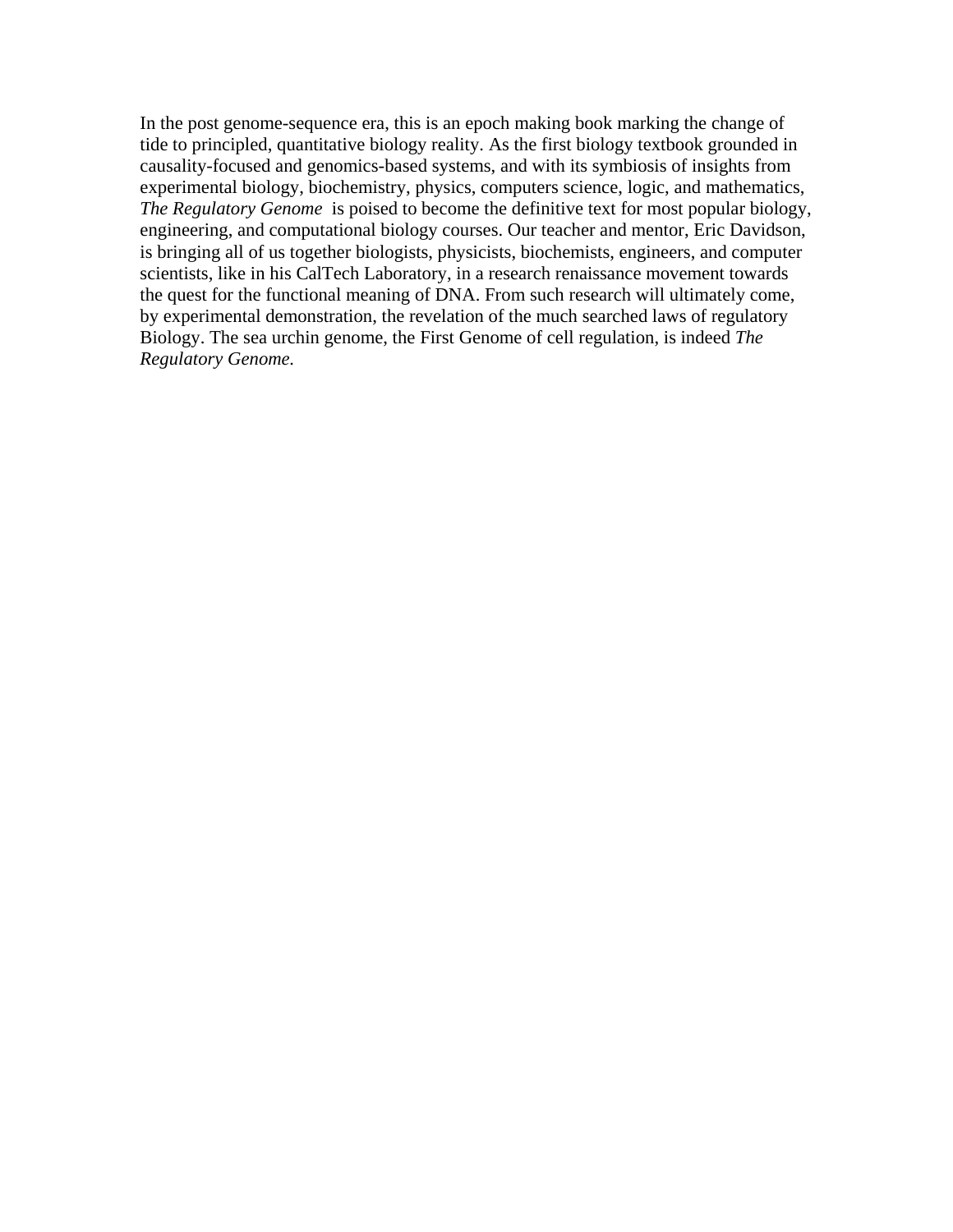In the post genome-sequence era, this is an epoch making book marking the change of tide to principled, quantitative biology reality. As the first biology textbook grounded in causality-focused and genomics-based systems, and with its symbiosis of insights from experimental biology, biochemistry, physics, computers science, logic, and mathematics, *The Regulatory Genome* is poised to become the definitive text for most popular biology, engineering, and computational biology courses. Our teacher and mentor, Eric Davidson, is bringing all of us together biologists, physicists, biochemists, engineers, and computer scientists, like in his CalTech Laboratory, in a research renaissance movement towards the quest for the functional meaning of DNA. From such research will ultimately come, by experimental demonstration, the revelation of the much searched laws of regulatory Biology. The sea urchin genome, the First Genome of cell regulation, is indeed *The Regulatory Genome.*